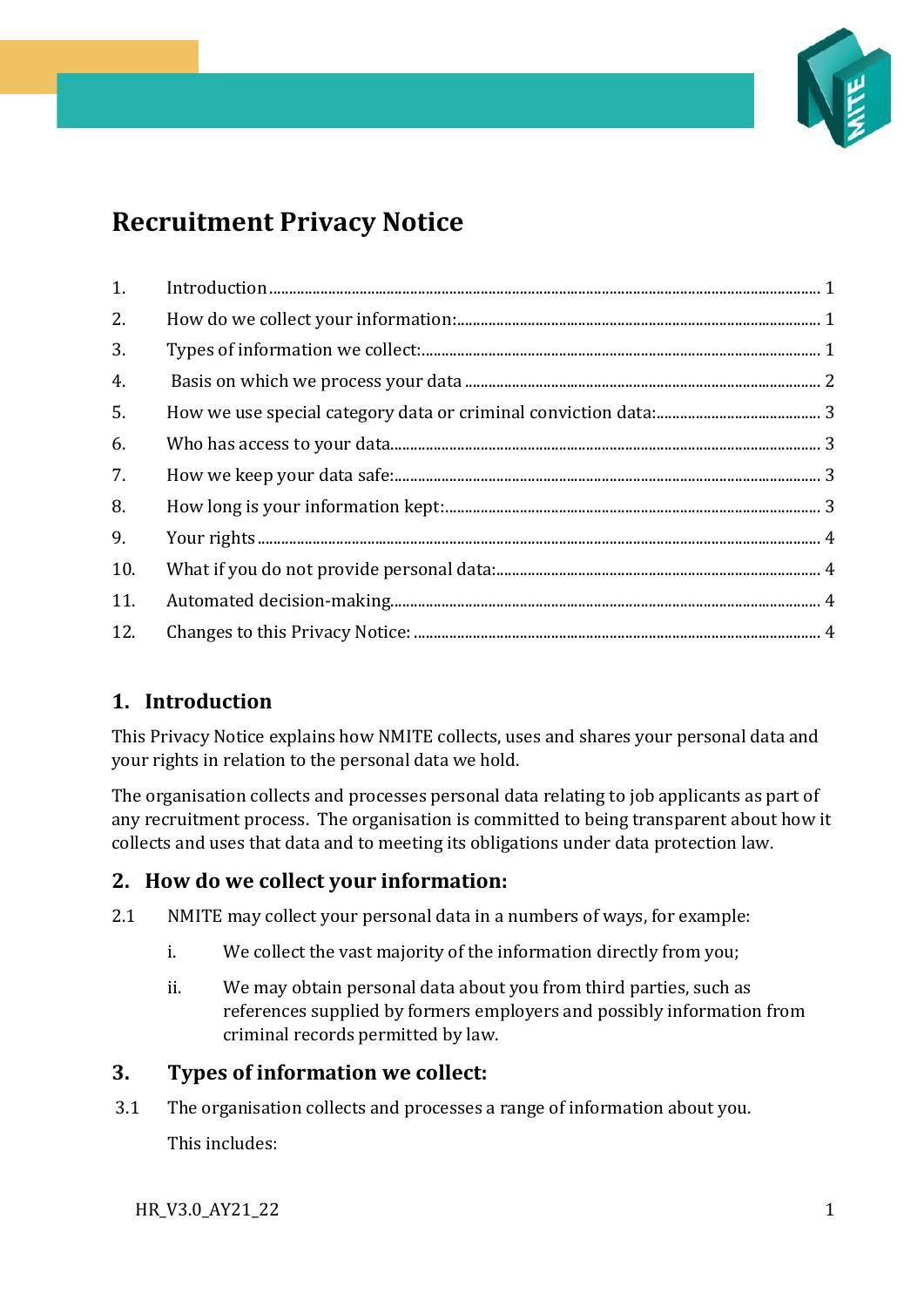# Recruitment Privacy Notice

| | | |
|---|---|---|
| 1. | Introduction | 1 |
| 2. | How do we collect your information: | 1 |
| 3. | Types of information we collect: | 1 |
| 4. | Basis on which we process your data | 2 |
| 5. | How we use special category data or criminal conviction data: | 3 |
| 6. | Who has access to your data | 3 |
| 7. | How we keep your data safe: | 3 |
| 8. | How long is your information kept: | 3 |
| 9. | Your rights | 4 |
| 10. | What if you do not provide personal data: | 4 |
| 11. | Automated decision-making | 4 |
| 12. | Changes to this Privacy Notice: | 4 |

## 1. Introduction

This Privacy Notice explains how NMITE collects, uses and shares your personal data and your rights in relation to the personal data we hold.

The organisation collects and processes personal data relating to job applicants as part of any recruitment process. The organisation is committed to being transparent about how it collects and uses that data and to meeting its obligations under data protection law.

## 2. How do we collect your information:

2.1 NMITE may collect your personal data in a numbers of ways, for example:

i. We collect the vast majority of the information directly from you;

ii. We may obtain personal data about you from third parties, such as references supplied by formers employers and possibly information from criminal records permitted by law.

## 3. Types of information we collect:

3.1 The organisation collects and processes a range of information about you.

This includes: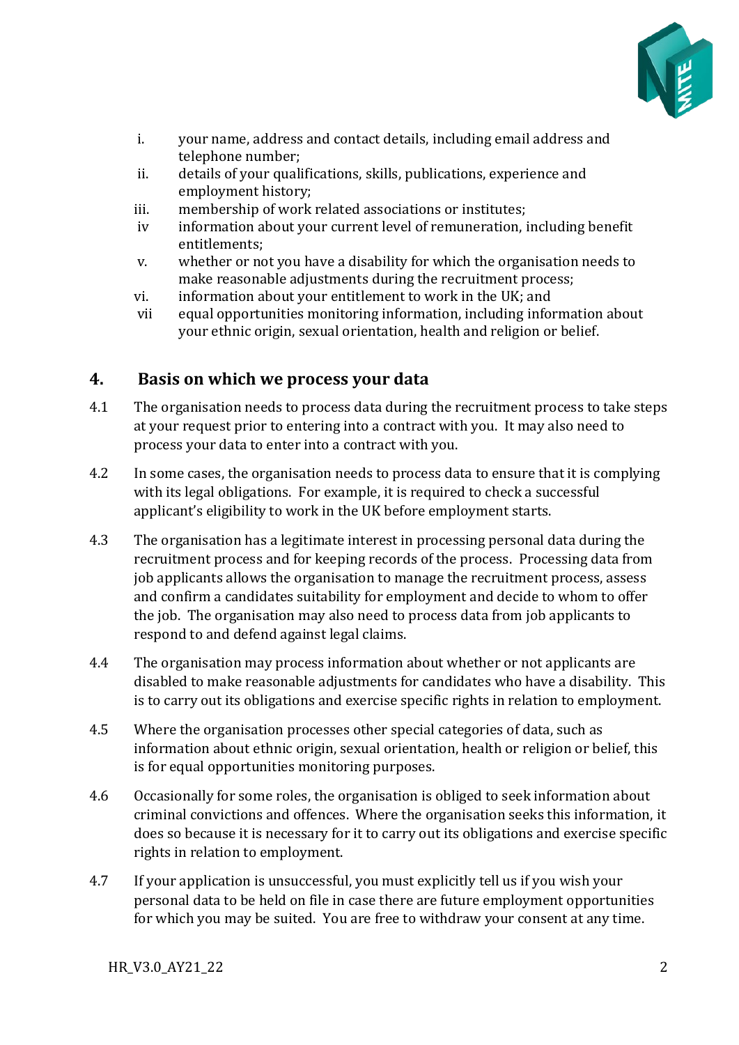i. your name, address and contact details, including email address and telephone number;
ii. details of your qualifications, skills, publications, experience and employment history;
iii. membership of work related associations or institutes;
iv information about your current level of remuneration, including benefit entitlements;
v. whether or not you have a disability for which the organisation needs to make reasonable adjustments during the recruitment process;
vi. information about your entitlement to work in the UK; and
vii equal opportunities monitoring information, including information about your ethnic origin, sexual orientation, health and religion or belief.

## 4. Basis on which we process your data

4.1 The organisation needs to process data during the recruitment process to take steps at your request prior to entering into a contract with you. It may also need to process your data to enter into a contract with you.

4.2 In some cases, the organisation needs to process data to ensure that it is complying with its legal obligations. For example, it is required to check a successful applicant's eligibility to work in the UK before employment starts.

4.3 The organisation has a legitimate interest in processing personal data during the recruitment process and for keeping records of the process. Processing data from job applicants allows the organisation to manage the recruitment process, assess and confirm a candidates suitability for employment and decide to whom to offer the job. The organisation may also need to process data from job applicants to respond to and defend against legal claims.

4.4 The organisation may process information about whether or not applicants are disabled to make reasonable adjustments for candidates who have a disability. This is to carry out its obligations and exercise specific rights in relation to employment.

4.5 Where the organisation processes other special categories of data, such as information about ethnic origin, sexual orientation, health or religion or belief, this is for equal opportunities monitoring purposes.

4.6 Occasionally for some roles, the organisation is obliged to seek information about criminal convictions and offences. Where the organisation seeks this information, it does so because it is necessary for it to carry out its obligations and exercise specific rights in relation to employment.

4.7 If your application is unsuccessful, you must explicitly tell us if you wish your personal data to be held on file in case there are future employment opportunities for which you may be suited. You are free to withdraw your consent at any time.

HR_V3.0_AY21_22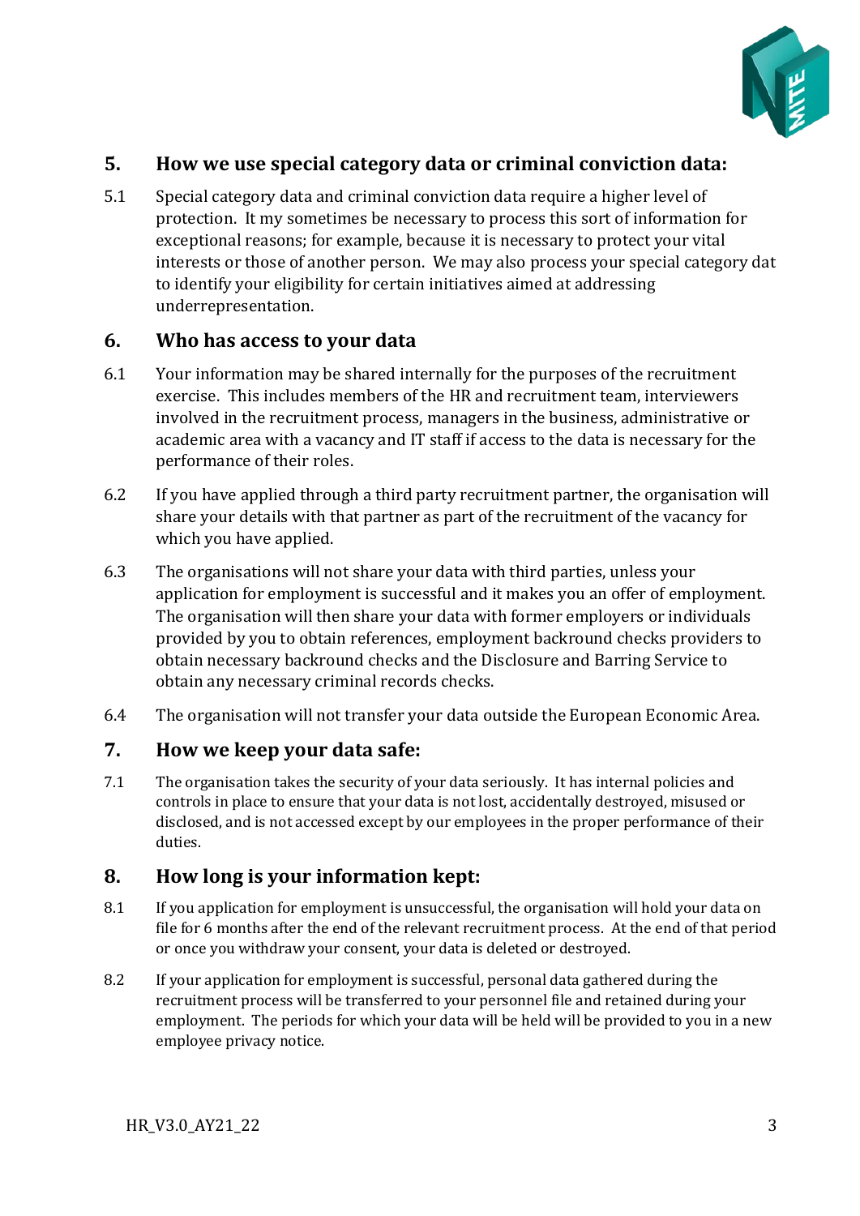## 5. How we use special category data or criminal conviction data:

5.1 Special category data and criminal conviction data require a higher level of protection. It my sometimes be necessary to process this sort of information for exceptional reasons; for example, because it is necessary to protect your vital interests or those of another person. We may also process your special category dat to identify your eligibility for certain initiatives aimed at addressing underrepresentation.

## 6. Who has access to your data

6.1 Your information may be shared internally for the purposes of the recruitment exercise. This includes members of the HR and recruitment team, interviewers involved in the recruitment process, managers in the business, administrative or academic area with a vacancy and IT staff if access to the data is necessary for the performance of their roles.

6.2 If you have applied through a third party recruitment partner, the organisation will share your details with that partner as part of the recruitment of the vacancy for which you have applied.

6.3 The organisations will not share your data with third parties, unless your application for employment is successful and it makes you an offer of employment. The organisation will then share your data with former employers or individuals provided by you to obtain references, employment backround checks providers to obtain necessary backround checks and the Disclosure and Barring Service to obtain any necessary criminal records checks.

6.4 The organisation will not transfer your data outside the European Economic Area.

## 7. How we keep your data safe:

7.1 The organisation takes the security of your data seriously. It has internal policies and controls in place to ensure that your data is not lost, accidentally destroyed, misused or disclosed, and is not accessed except by our employees in the proper performance of their duties.

## 8. How long is your information kept:

8.1 If you application for employment is unsuccessful, the organisation will hold your data on file for 6 months after the end of the relevant recruitment process. At the end of that period or once you withdraw your consent, your data is deleted or destroyed.

8.2 If your application for employment is successful, personal data gathered during the recruitment process will be transferred to your personnel file and retained during your employment. The periods for which your data will be held will be provided to you in a new employee privacy notice.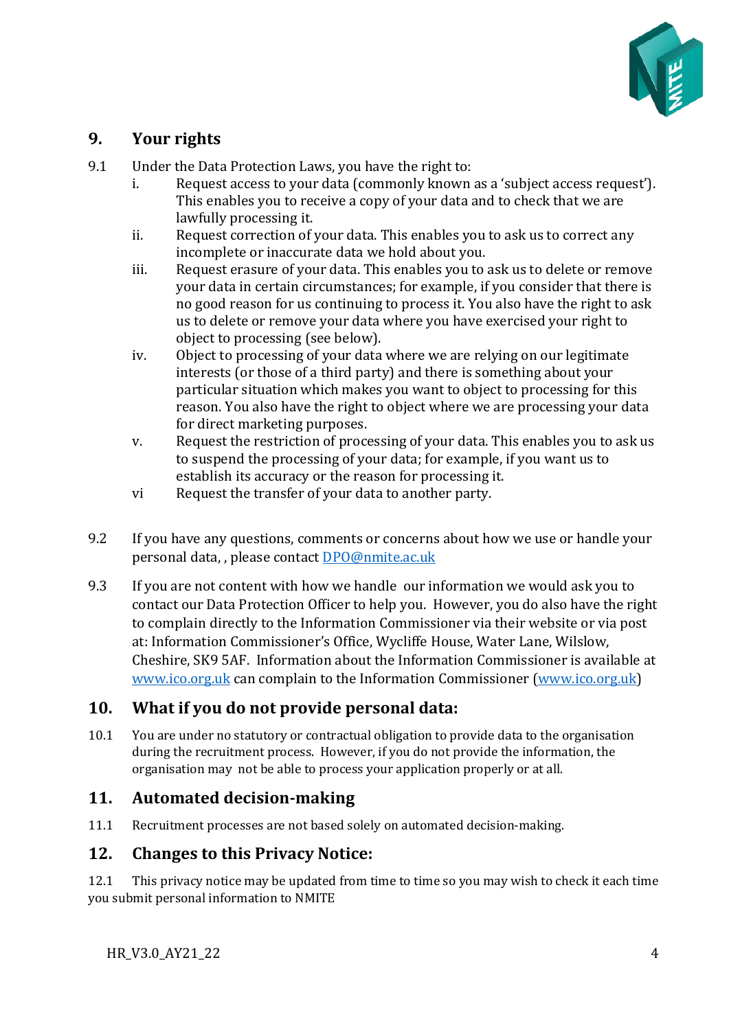## 9. Your rights

9.1 Under the Data Protection Laws, you have the right to:

i. Request access to your data (commonly known as a 'subject access request'). This enables you to receive a copy of your data and to check that we are lawfully processing it.

ii. Request correction of your data. This enables you to ask us to correct any incomplete or inaccurate data we hold about you.

iii. Request erasure of your data. This enables you to ask us to delete or remove your data in certain circumstances; for example, if you consider that there is no good reason for us continuing to process it. You also have the right to ask us to delete or remove your data where you have exercised your right to object to processing (see below).

iv. Object to processing of your data where we are relying on our legitimate interests (or those of a third party) and there is something about your particular situation which makes you want to object to processing for this reason. You also have the right to object where we are processing your data for direct marketing purposes.

v. Request the restriction of processing of your data. This enables you to ask us to suspend the processing of your data; for example, if you want us to establish its accuracy or the reason for processing it.

vi Request the transfer of your data to another party.

9.2 If you have any questions, comments or concerns about how we use or handle your personal data, , please contact DPO@nmite.ac.uk

9.3 If you are not content with how we handle our information we would ask you to contact our Data Protection Officer to help you. However, you do also have the right to complain directly to the Information Commissioner via their website or via post at: Information Commissioner's Office, Wycliffe House, Water Lane, Wilslow, Cheshire, SK9 5AF. Information about the Information Commissioner is available at www.ico.org.uk can complain to the Information Commissioner (www.ico.org.uk)

## 10. What if you do not provide personal data:

10.1 You are under no statutory or contractual obligation to provide data to the organisation during the recruitment process. However, if you do not provide the information, the organisation may not be able to process your application properly or at all.

## 11. Automated decision-making

11.1 Recruitment processes are not based solely on automated decision-making.

## 12. Changes to this Privacy Notice:

12.1 This privacy notice may be updated from time to time so you may wish to check it each time you submit personal information to NMITE

HR_V3.0_AY21_22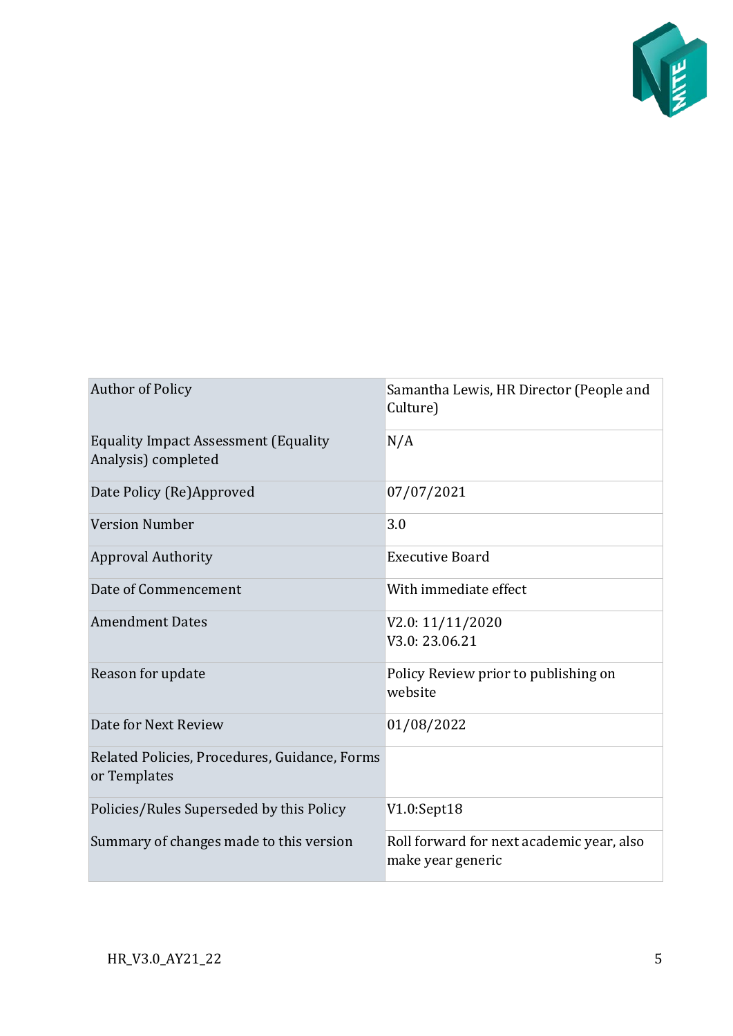| | |
|---|---|
| Author of Policy | Samantha Lewis, HR Director (People and Culture) |
| Equality Impact Assessment (Equality Analysis) completed | N/A |
| Date Policy (Re)Approved | 07/07/2021 |
| Version Number | 3.0 |
| Approval Authority | Executive Board |
| Date of Commencement | With immediate effect |
| Amendment Dates | V2.0: 11/11/2020<br>V3.0: 23.06.21 |
| Reason for update | Policy Review prior to publishing on website |
| Date for Next Review | 01/08/2022 |
| Related Policies, Procedures, Guidance, Forms or Templates | |
| Policies/Rules Superseded by this Policy | V1.0:Sept18 |
| Summary of changes made to this version | Roll forward for next academic year, also make year generic |